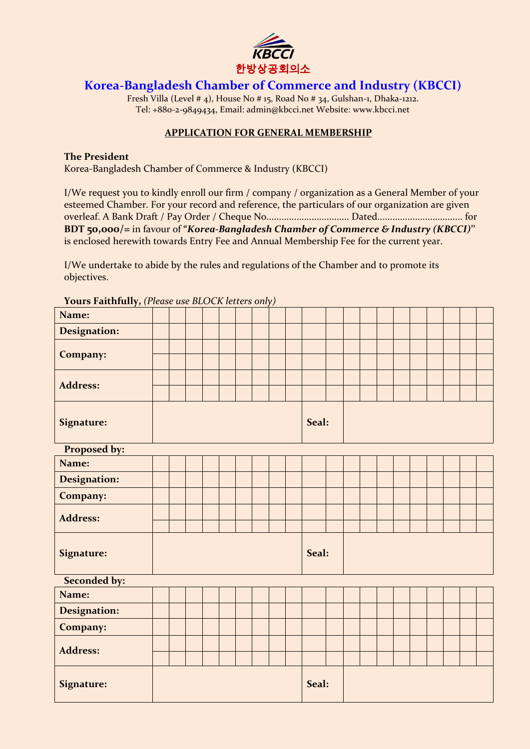KBCCI

한방상공회의소

# Korea-Bangladesh Chamber of Commerce and Industry (KBCCI)

Fresh Villa (Level # 4), House No # 15, Road No # 34, Gulshan-1, Dhaka-1212.
Tel: +880-2-9849434, Email: admin@kbcci.net Website: www.kbcci.net

## APPLICATION FOR GENERAL MEMBERSHIP

**The President**
Korea-Bangladesh Chamber of Commerce & Industry (KBCCI)

I/We request you to kindly enroll our firm / company / organization as a General Member of your esteemed Chamber. For your record and reference, the particulars of our organization are given overleaf. A Bank Draft / Pay Order / Cheque No................................ Dated................................ for **BDT 50,000/=** in favour of "***Korea-Bangladesh Chamber of Commerce & Industry (KBCCI)***" is enclosed herewith towards Entry Fee and Annual Membership Fee for the current year.

I/We undertake to abide by the rules and regulations of the Chamber and to promote its objectives.

**Yours Faithfully**, *(Please use BLOCK letters only)*

| | | | |
|---|---|---|---|
| **Name:** | | | |
| **Designation:** | | | |
| **Company:** | | | |
| **Address:** | | | |
| **Signature:** | | **Seal:** | |

**Proposed by:**

| | | | |
|---|---|---|---|
| **Name:** | | | |
| **Designation:** | | | |
| **Company:** | | | |
| **Address:** | | | |
| **Signature:** | | **Seal:** | |

**Seconded by:**

| | | | |
|---|---|---|---|
| **Name:** | | | |
| **Designation:** | | | |
| **Company:** | | | |
| **Address:** | | | |
| **Signature:** | | **Seal:** | |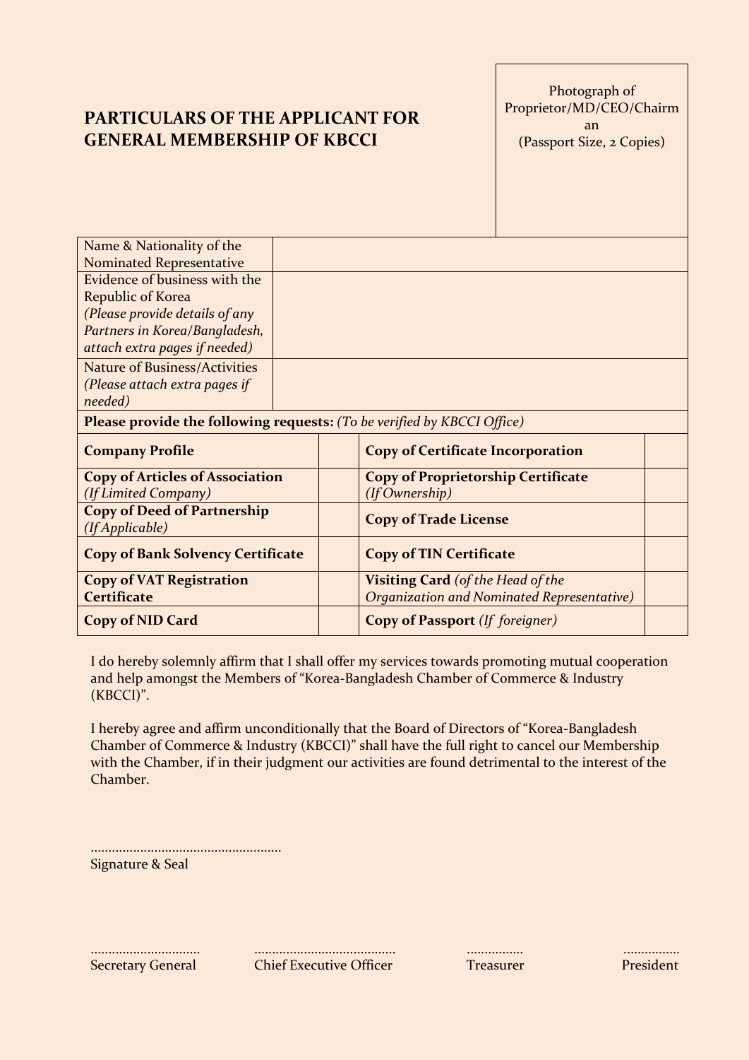## PARTICULARS OF THE APPLICANT FOR GENERAL MEMBERSHIP OF KBCCI

Photograph of Proprietor/MD/CEO/Chairman
(Passport Size, 2 Copies)

| | |
|---|---|
| Name & Nationality of the Nominated Representative | |
| Evidence of business with the Republic of Korea *(Please provide details of any Partners in Korea/Bangladesh, attach extra pages if needed)* | |
| Nature of Business/Activities *(Please attach extra pages if needed)* | |

**Please provide the following requests:** *(To be verified by KBCCI Office)*

| | | | |
|---|---|---|---|
| **Company Profile** | | **Copy of Certificate Incorporation** | |
| **Copy of Articles of Association** *(If Limited Company)* | | **Copy of Proprietorship Certificate** *(If Ownership)* | |
| **Copy of Deed of Partnership** *(If Applicable)* | | **Copy of Trade License** | |
| **Copy of Bank Solvency Certificate** | | **Copy of TIN Certificate** | |
| **Copy of VAT Registration Certificate** | | **Visiting Card** *(of the Head of the Organization and Nominated Representative)* | |
| **Copy of NID Card** | | **Copy of Passport** *(If foreigner)* | |

I do hereby solemnly affirm that I shall offer my services towards promoting mutual cooperation and help amongst the Members of "Korea-Bangladesh Chamber of Commerce & Industry (KBCCI)".

I hereby agree and affirm unconditionally that the Board of Directors of "Korea-Bangladesh Chamber of Commerce & Industry (KBCCI)" shall have the full right to cancel our Membership with the Chamber, if in their judgment our activities are found detrimental to the interest of the Chamber.

.....................................................
Signature & Seal

.............................. Secretary General

....................................... Chief Executive Officer

................ Treasurer

................ President